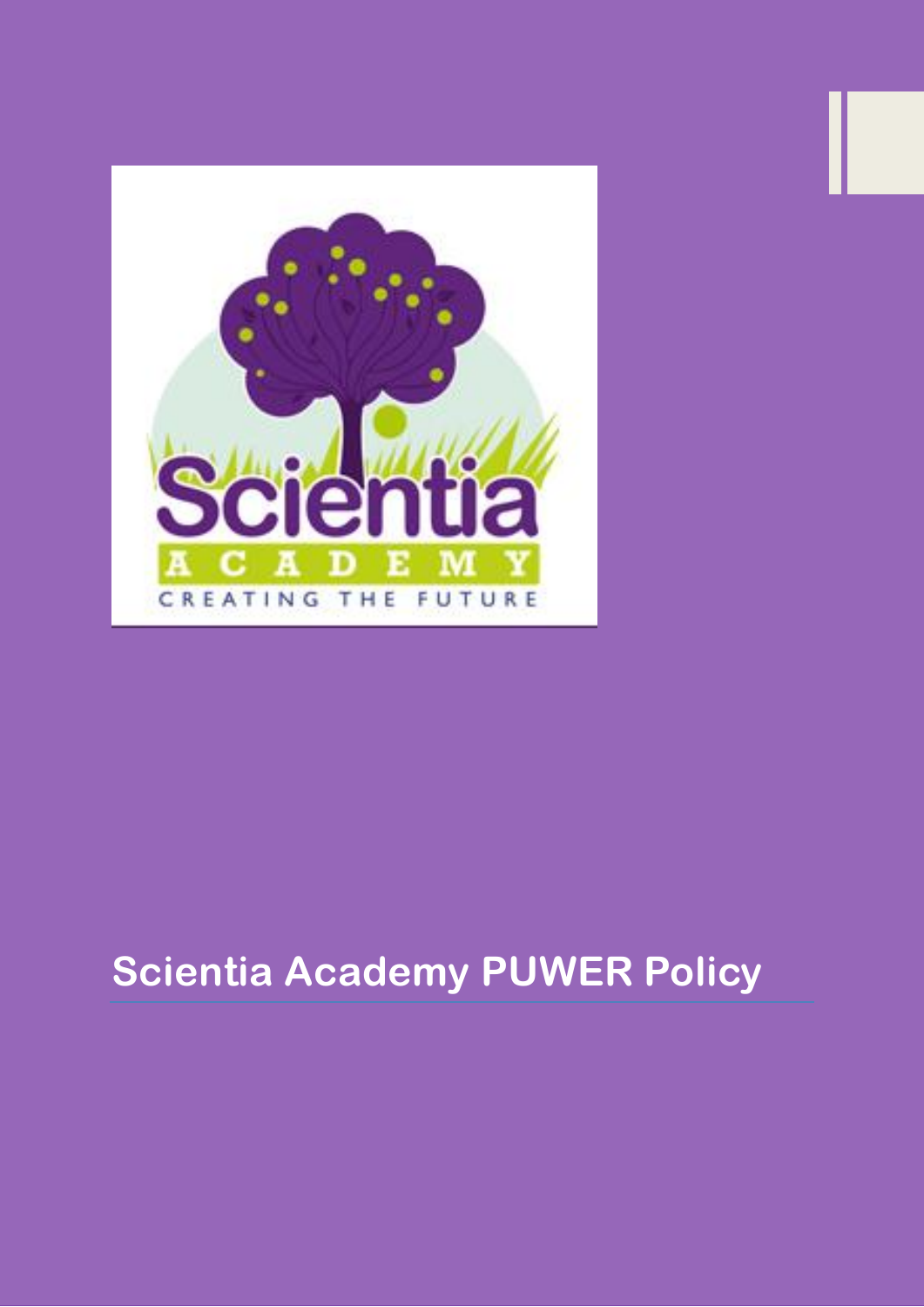# Scientia Academy PUWER Policy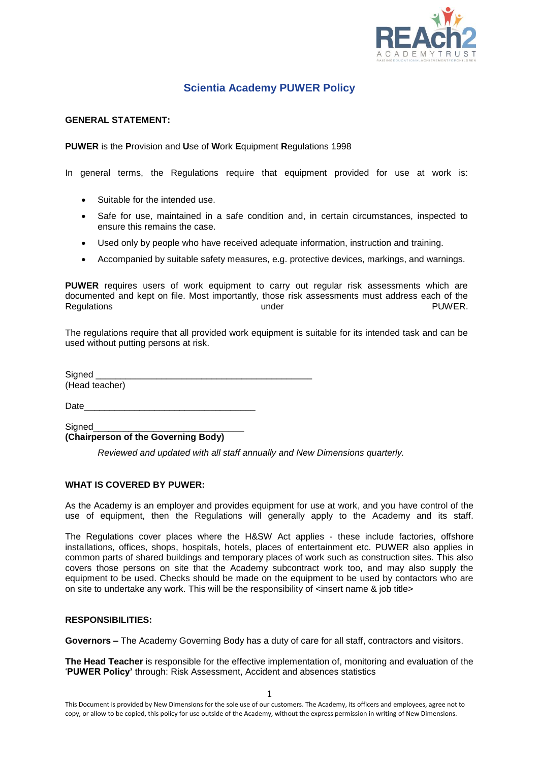# Scientia Academy PUWER Policy

**GENERAL STATEMENT:**

**PUWER** is the **P**rovision and **U**se of **W**ork **E**quipment **R**egulations 1998

In general terms, the Regulations require that equipment provided for use at work is:

- Suitable for the intended use.
- Safe for use, maintained in a safe condition and, in certain circumstances, inspected to ensure this remains the case.
- Used only by people who have received adequate information, instruction and training.
- Accompanied by suitable safety measures, e.g. protective devices, markings, and warnings.

**PUWER** requires users of work equipment to carry out regular risk assessments which are documented and kept on file. Most importantly, those risk assessments must address each of the Regulations under PUWER.

The regulations require that all provided work equipment is suitable for its intended task and can be used without putting persons at risk.

Signed ____________________________________________
(Head teacher)

Date__________________________________

Signed______________________________
**(Chairperson of the Governing Body)**

*Reviewed and updated with all staff annually and New Dimensions quarterly.*

**WHAT IS COVERED BY PUWER:**

As the Academy is an employer and provides equipment for use at work, and you have control of the use of equipment, then the Regulations will generally apply to the Academy and its staff.

The Regulations cover places where the H&SW Act applies - these include factories, offshore installations, offices, shops, hospitals, hotels, places of entertainment etc. PUWER also applies in common parts of shared buildings and temporary places of work such as construction sites. This also covers those persons on site that the Academy subcontract work too, and may also supply the equipment to be used. Checks should be made on the equipment to be used by contactors who are on site to undertake any work. This will be the responsibility of <insert name & job title>

**RESPONSIBILITIES:**

**Governors –** The Academy Governing Body has a duty of care for all staff, contractors and visitors.

**The Head Teacher** is responsible for the effective implementation of, monitoring and evaluation of the '**PUWER Policy'** through: Risk Assessment, Accident and absences statistics

This Document is provided by New Dimensions for the sole use of our customers. The Academy, its officers and employees, agree not to copy, or allow to be copied, this policy for use outside of the Academy, without the express permission in writing of New Dimensions.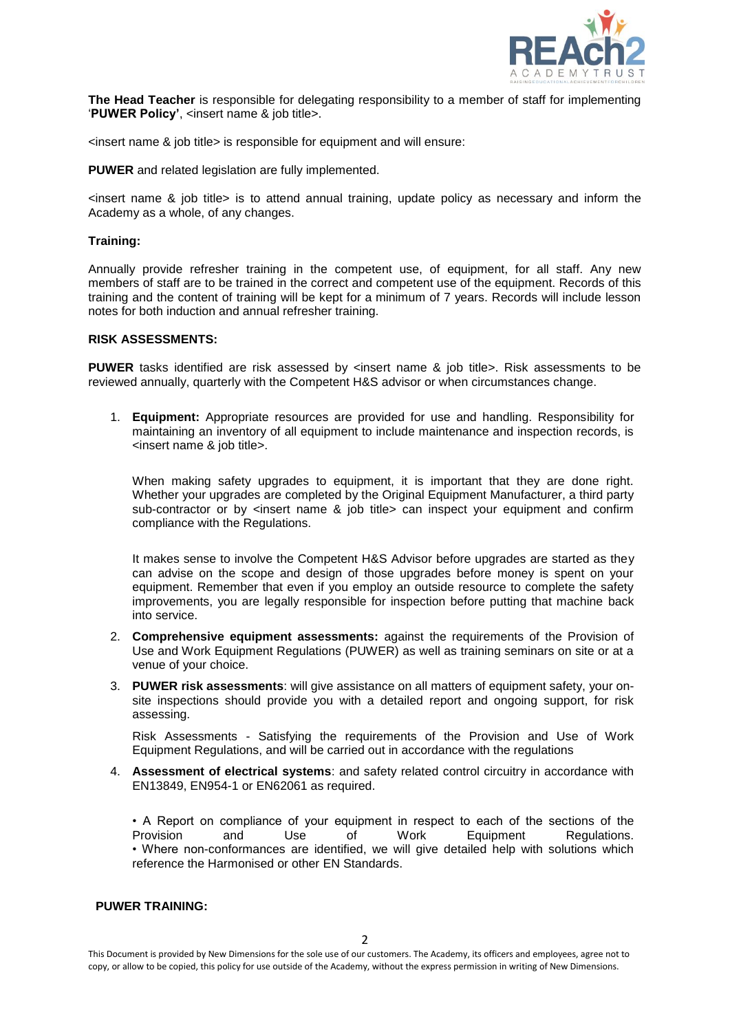**The Head Teacher** is responsible for delegating responsibility to a member of staff for implementing '**PUWER Policy'**, <insert name & job title>.

<insert name & job title> is responsible for equipment and will ensure:

**PUWER** and related legislation are fully implemented.

<insert name & job title> is to attend annual training, update policy as necessary and inform the Academy as a whole, of any changes.

**Training:**

Annually provide refresher training in the competent use, of equipment, for all staff. Any new members of staff are to be trained in the correct and competent use of the equipment. Records of this training and the content of training will be kept for a minimum of 7 years. Records will include lesson notes for both induction and annual refresher training.

**RISK ASSESSMENTS:**

**PUWER** tasks identified are risk assessed by <insert name & job title>. Risk assessments to be reviewed annually, quarterly with the Competent H&S advisor or when circumstances change.

1. **Equipment:** Appropriate resources are provided for use and handling. Responsibility for maintaining an inventory of all equipment to include maintenance and inspection records, is <insert name & job title>.

   When making safety upgrades to equipment, it is important that they are done right. Whether your upgrades are completed by the Original Equipment Manufacturer, a third party sub-contractor or by <insert name & job title> can inspect your equipment and confirm compliance with the Regulations.

   It makes sense to involve the Competent H&S Advisor before upgrades are started as they can advise on the scope and design of those upgrades before money is spent on your equipment. Remember that even if you employ an outside resource to complete the safety improvements, you are legally responsible for inspection before putting that machine back into service.

2. **Comprehensive equipment assessments:** against the requirements of the Provision of Use and Work Equipment Regulations (PUWER) as well as training seminars on site or at a venue of your choice.

3. **PUWER risk assessments**: will give assistance on all matters of equipment safety, your on-site inspections should provide you with a detailed report and ongoing support, for risk assessing.

   Risk Assessments - Satisfying the requirements of the Provision and Use of Work Equipment Regulations, and will be carried out in accordance with the regulations

4. **Assessment of electrical systems**: and safety related control circuitry in accordance with EN13849, EN954-1 or EN62061 as required.

   • A Report on compliance of your equipment in respect to each of the sections of the Provision and Use of Work Equipment Regulations.
   • Where non-conformances are identified, we will give detailed help with solutions which reference the Harmonised or other EN Standards.

**PUWER TRAINING:**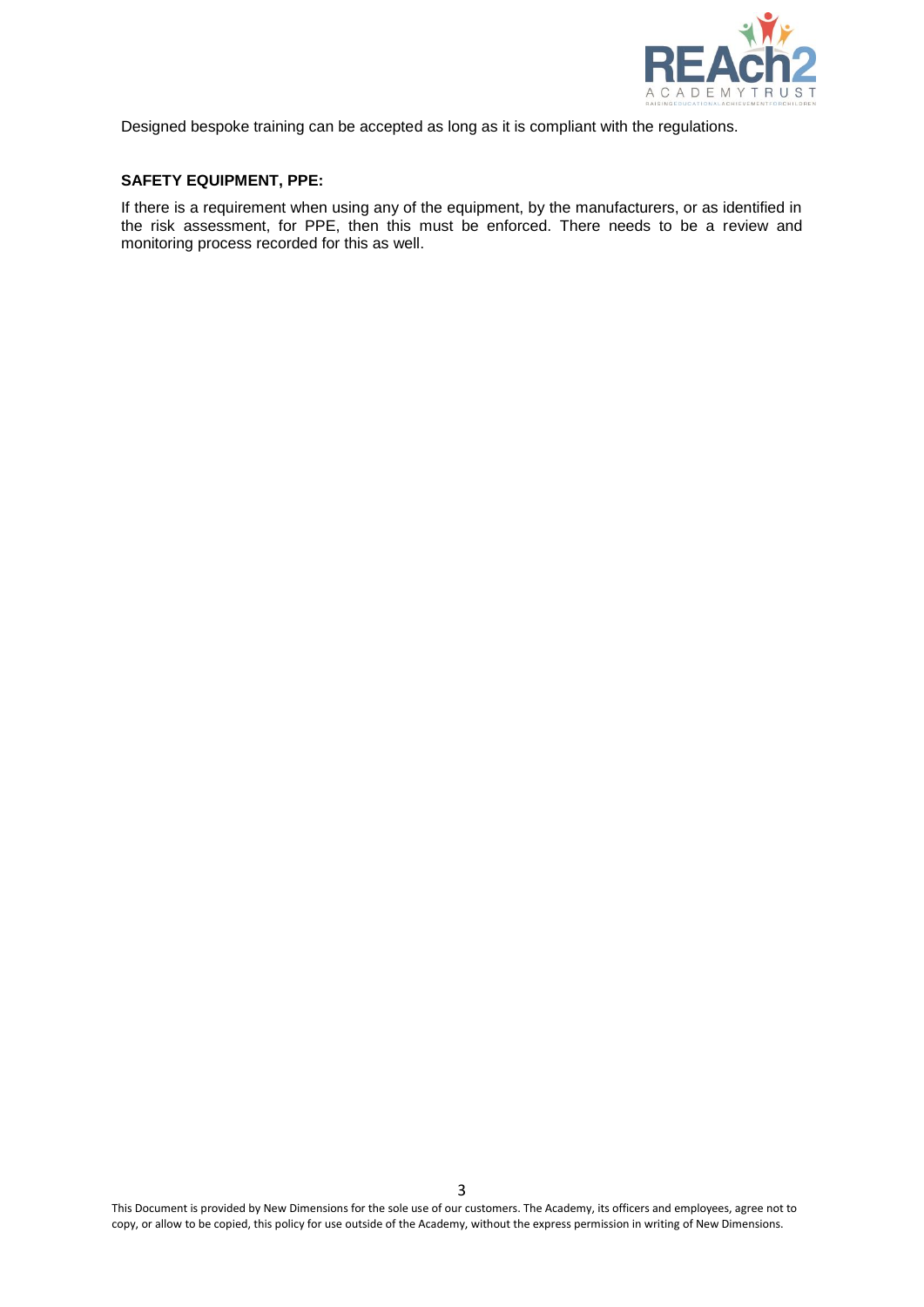Designed bespoke training can be accepted as long as it is compliant with the regulations.

**SAFETY EQUIPMENT, PPE:**

If there is a requirement when using any of the equipment, by the manufacturers, or as identified in the risk assessment, for PPE, then this must be enforced. There needs to be a review and monitoring process recorded for this as well.